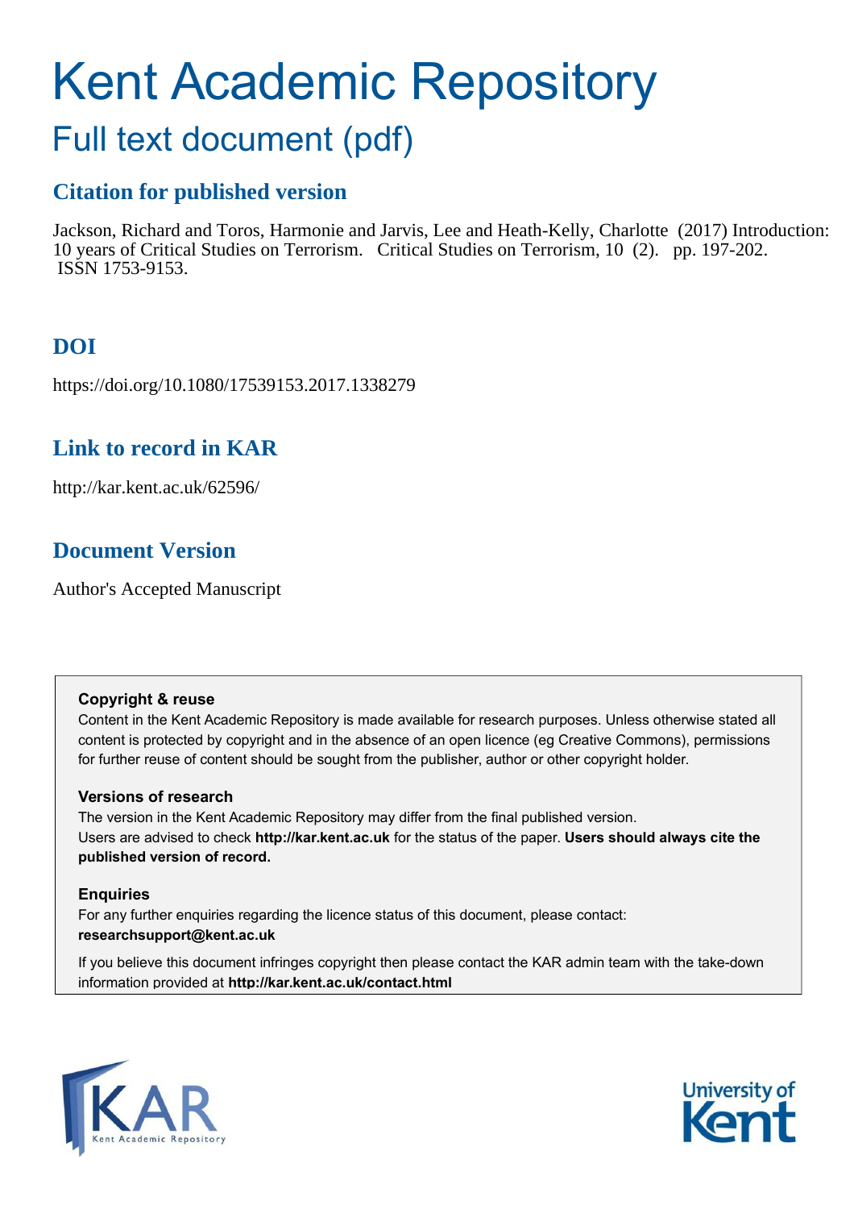# Kent Academic Repository

## Full text document (pdf)

### Citation for published version

Jackson, Richard and Toros, Harmonie and Jarvis, Lee and Heath-Kelly, Charlotte (2017) Introduction: 10 years of Critical Studies on Terrorism. Critical Studies on Terrorism, 10 (2). pp. 197-202. ISSN 1753-9153.

### DOI

https://doi.org/10.1080/17539153.2017.1338279

### Link to record in KAR

http://kar.kent.ac.uk/62596/

### Document Version

Author's Accepted Manuscript

**Copyright & reuse**

Content in the Kent Academic Repository is made available for research purposes. Unless otherwise stated all content is protected by copyright and in the absence of an open licence (eg Creative Commons), permissions for further reuse of content should be sought from the publisher, author or other copyright holder.

**Versions of research**

The version in the Kent Academic Repository may differ from the final published version. Users are advised to check **http://kar.kent.ac.uk** for the status of the paper. **Users should always cite the published version of record.**

**Enquiries**

For any further enquiries regarding the licence status of this document, please contact: **researchsupport@kent.ac.uk**

If you believe this document infringes copyright then please contact the KAR admin team with the take-down information provided at **http://kar.kent.ac.uk/contact.html**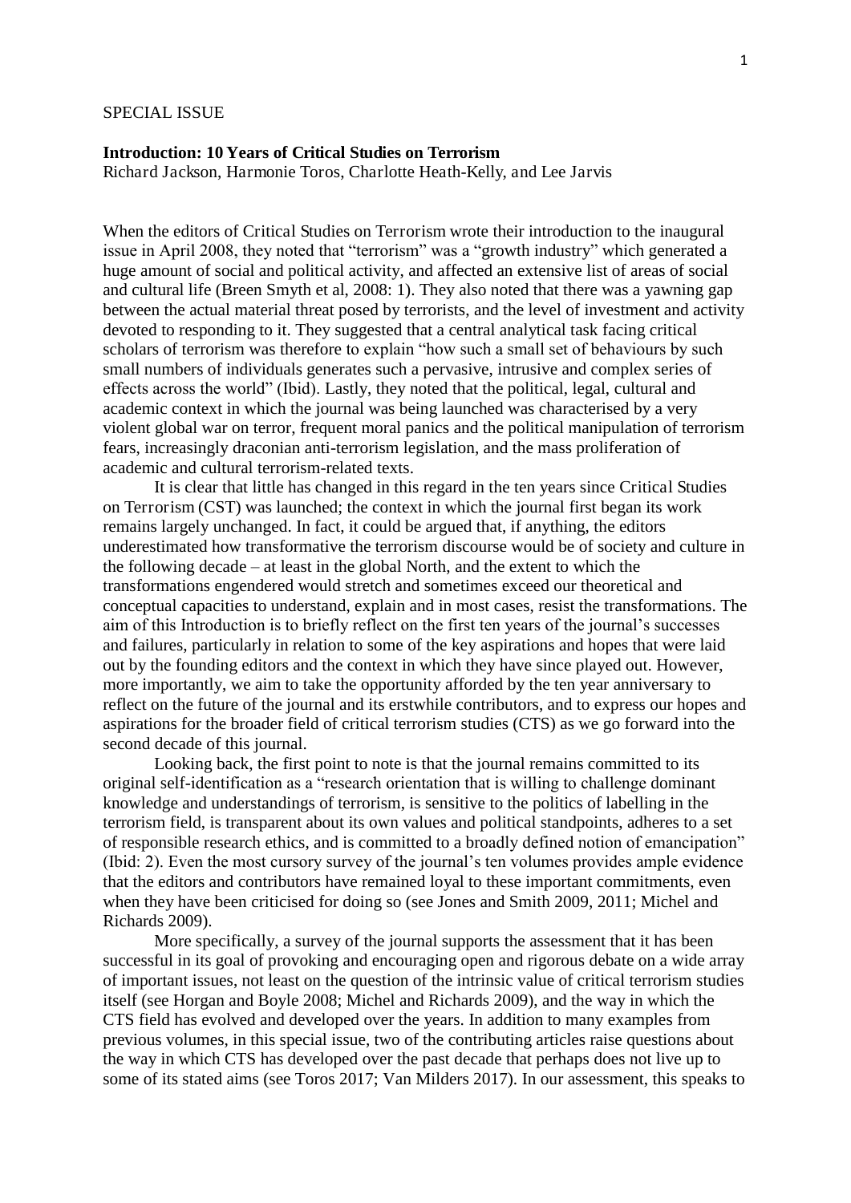SPECIAL ISSUE

**Introduction: 10 Years of Critical Studies on Terrorism**
Richard Jackson, Harmonie Toros, Charlotte Heath-Kelly, and Lee Jarvis

When the editors of Critical Studies on Terrorism wrote their introduction to the inaugural issue in April 2008, they noted that "terrorism" was a "growth industry" which generated a huge amount of social and political activity, and affected an extensive list of areas of social and cultural life (Breen Smyth et al, 2008: 1). They also noted that there was a yawning gap between the actual material threat posed by terrorists, and the level of investment and activity devoted to responding to it. They suggested that a central analytical task facing critical scholars of terrorism was therefore to explain "how such a small set of behaviours by such small numbers of individuals generates such a pervasive, intrusive and complex series of effects across the world" (Ibid). Lastly, they noted that the political, legal, cultural and academic context in which the journal was being launched was characterised by a very violent global war on terror, frequent moral panics and the political manipulation of terrorism fears, increasingly draconian anti-terrorism legislation, and the mass proliferation of academic and cultural terrorism-related texts.

It is clear that little has changed in this regard in the ten years since Critical Studies on Terrorism (CST) was launched; the context in which the journal first began its work remains largely unchanged. In fact, it could be argued that, if anything, the editors underestimated how transformative the terrorism discourse would be of society and culture in the following decade – at least in the global North, and the extent to which the transformations engendered would stretch and sometimes exceed our theoretical and conceptual capacities to understand, explain and in most cases, resist the transformations. The aim of this Introduction is to briefly reflect on the first ten years of the journal's successes and failures, particularly in relation to some of the key aspirations and hopes that were laid out by the founding editors and the context in which they have since played out. However, more importantly, we aim to take the opportunity afforded by the ten year anniversary to reflect on the future of the journal and its erstwhile contributors, and to express our hopes and aspirations for the broader field of critical terrorism studies (CTS) as we go forward into the second decade of this journal.

Looking back, the first point to note is that the journal remains committed to its original self-identification as a "research orientation that is willing to challenge dominant knowledge and understandings of terrorism, is sensitive to the politics of labelling in the terrorism field, is transparent about its own values and political standpoints, adheres to a set of responsible research ethics, and is committed to a broadly defined notion of emancipation" (Ibid: 2). Even the most cursory survey of the journal's ten volumes provides ample evidence that the editors and contributors have remained loyal to these important commitments, even when they have been criticised for doing so (see Jones and Smith 2009, 2011; Michel and Richards 2009).

More specifically, a survey of the journal supports the assessment that it has been successful in its goal of provoking and encouraging open and rigorous debate on a wide array of important issues, not least on the question of the intrinsic value of critical terrorism studies itself (see Horgan and Boyle 2008; Michel and Richards 2009), and the way in which the CTS field has evolved and developed over the years. In addition to many examples from previous volumes, in this special issue, two of the contributing articles raise questions about the way in which CTS has developed over the past decade that perhaps does not live up to some of its stated aims (see Toros 2017; Van Milders 2017). In our assessment, this speaks to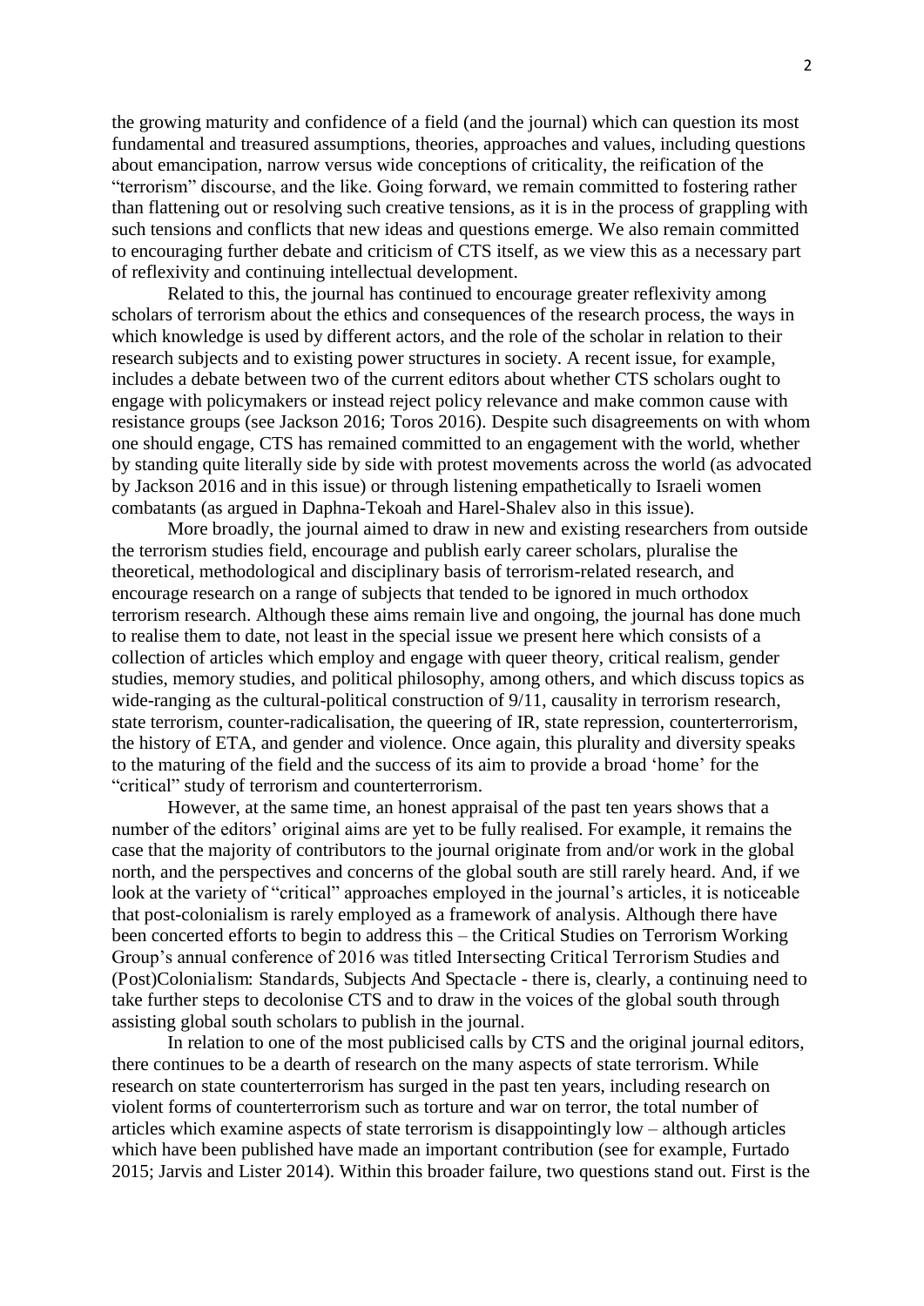the growing maturity and confidence of a field (and the journal) which can question its most fundamental and treasured assumptions, theories, approaches and values, including questions about emancipation, narrow versus wide conceptions of criticality, the reification of the "terrorism" discourse, and the like. Going forward, we remain committed to fostering rather than flattening out or resolving such creative tensions, as it is in the process of grappling with such tensions and conflicts that new ideas and questions emerge. We also remain committed to encouraging further debate and criticism of CTS itself, as we view this as a necessary part of reflexivity and continuing intellectual development.

Related to this, the journal has continued to encourage greater reflexivity among scholars of terrorism about the ethics and consequences of the research process, the ways in which knowledge is used by different actors, and the role of the scholar in relation to their research subjects and to existing power structures in society. A recent issue, for example, includes a debate between two of the current editors about whether CTS scholars ought to engage with policymakers or instead reject policy relevance and make common cause with resistance groups (see Jackson 2016; Toros 2016). Despite such disagreements on with whom one should engage, CTS has remained committed to an engagement with the world, whether by standing quite literally side by side with protest movements across the world (as advocated by Jackson 2016 and in this issue) or through listening empathetically to Israeli women combatants (as argued in Daphna-Tekoah and Harel-Shalev also in this issue).

More broadly, the journal aimed to draw in new and existing researchers from outside the terrorism studies field, encourage and publish early career scholars, pluralise the theoretical, methodological and disciplinary basis of terrorism-related research, and encourage research on a range of subjects that tended to be ignored in much orthodox terrorism research. Although these aims remain live and ongoing, the journal has done much to realise them to date, not least in the special issue we present here which consists of a collection of articles which employ and engage with queer theory, critical realism, gender studies, memory studies, and political philosophy, among others, and which discuss topics as wide-ranging as the cultural-political construction of 9/11, causality in terrorism research, state terrorism, counter-radicalisation, the queering of IR, state repression, counterterrorism, the history of ETA, and gender and violence. Once again, this plurality and diversity speaks to the maturing of the field and the success of its aim to provide a broad 'home' for the "critical" study of terrorism and counterterrorism.

However, at the same time, an honest appraisal of the past ten years shows that a number of the editors' original aims are yet to be fully realised. For example, it remains the case that the majority of contributors to the journal originate from and/or work in the global north, and the perspectives and concerns of the global south are still rarely heard. And, if we look at the variety of "critical" approaches employed in the journal's articles, it is noticeable that post-colonialism is rarely employed as a framework of analysis. Although there have been concerted efforts to begin to address this – the Critical Studies on Terrorism Working Group's annual conference of 2016 was titled Intersecting Critical Terrorism Studies and (Post)Colonialism: Standards, Subjects And Spectacle - there is, clearly, a continuing need to take further steps to decolonise CTS and to draw in the voices of the global south through assisting global south scholars to publish in the journal.

In relation to one of the most publicised calls by CTS and the original journal editors, there continues to be a dearth of research on the many aspects of state terrorism. While research on state counterterrorism has surged in the past ten years, including research on violent forms of counterterrorism such as torture and war on terror, the total number of articles which examine aspects of state terrorism is disappointingly low – although articles which have been published have made an important contribution (see for example, Furtado 2015; Jarvis and Lister 2014). Within this broader failure, two questions stand out. First is the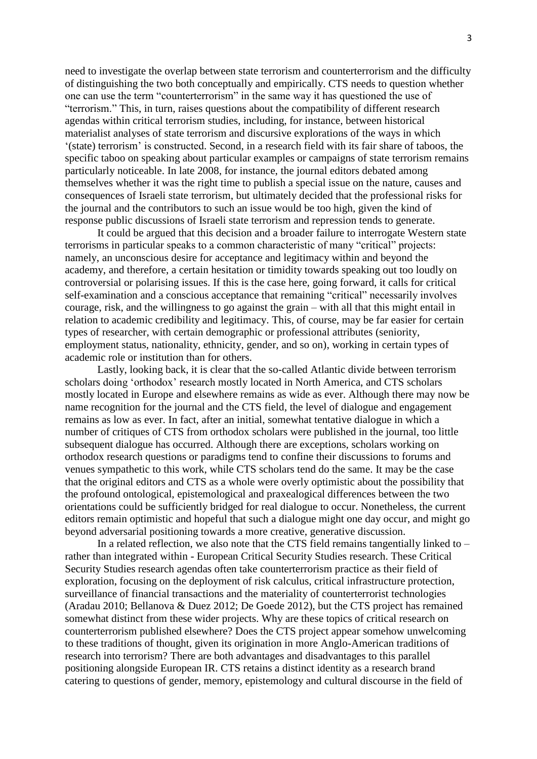need to investigate the overlap between state terrorism and counterterrorism and the difficulty of distinguishing the two both conceptually and empirically. CTS needs to question whether one can use the term "counterterrorism" in the same way it has questioned the use of "terrorism." This, in turn, raises questions about the compatibility of different research agendas within critical terrorism studies, including, for instance, between historical materialist analyses of state terrorism and discursive explorations of the ways in which '(state) terrorism' is constructed. Second, in a research field with its fair share of taboos, the specific taboo on speaking about particular examples or campaigns of state terrorism remains particularly noticeable. In late 2008, for instance, the journal editors debated among themselves whether it was the right time to publish a special issue on the nature, causes and consequences of Israeli state terrorism, but ultimately decided that the professional risks for the journal and the contributors to such an issue would be too high, given the kind of response public discussions of Israeli state terrorism and repression tends to generate.

It could be argued that this decision and a broader failure to interrogate Western state terrorisms in particular speaks to a common characteristic of many "critical" projects: namely, an unconscious desire for acceptance and legitimacy within and beyond the academy, and therefore, a certain hesitation or timidity towards speaking out too loudly on controversial or polarising issues. If this is the case here, going forward, it calls for critical self-examination and a conscious acceptance that remaining "critical" necessarily involves courage, risk, and the willingness to go against the grain – with all that this might entail in relation to academic credibility and legitimacy. This, of course, may be far easier for certain types of researcher, with certain demographic or professional attributes (seniority, employment status, nationality, ethnicity, gender, and so on), working in certain types of academic role or institution than for others.

Lastly, looking back, it is clear that the so-called Atlantic divide between terrorism scholars doing 'orthodox' research mostly located in North America, and CTS scholars mostly located in Europe and elsewhere remains as wide as ever. Although there may now be name recognition for the journal and the CTS field, the level of dialogue and engagement remains as low as ever. In fact, after an initial, somewhat tentative dialogue in which a number of critiques of CTS from orthodox scholars were published in the journal, too little subsequent dialogue has occurred. Although there are exceptions, scholars working on orthodox research questions or paradigms tend to confine their discussions to forums and venues sympathetic to this work, while CTS scholars tend do the same. It may be the case that the original editors and CTS as a whole were overly optimistic about the possibility that the profound ontological, epistemological and praxealogical differences between the two orientations could be sufficiently bridged for real dialogue to occur. Nonetheless, the current editors remain optimistic and hopeful that such a dialogue might one day occur, and might go beyond adversarial positioning towards a more creative, generative discussion.

In a related reflection, we also note that the CTS field remains tangentially linked to – rather than integrated within - European Critical Security Studies research. These Critical Security Studies research agendas often take counterterrorism practice as their field of exploration, focusing on the deployment of risk calculus, critical infrastructure protection, surveillance of financial transactions and the materiality of counterterrorist technologies (Aradau 2010; Bellanova & Duez 2012; De Goede 2012), but the CTS project has remained somewhat distinct from these wider projects. Why are these topics of critical research on counterterrorism published elsewhere? Does the CTS project appear somehow unwelcoming to these traditions of thought, given its origination in more Anglo-American traditions of research into terrorism? There are both advantages and disadvantages to this parallel positioning alongside European IR. CTS retains a distinct identity as a research brand catering to questions of gender, memory, epistemology and cultural discourse in the field of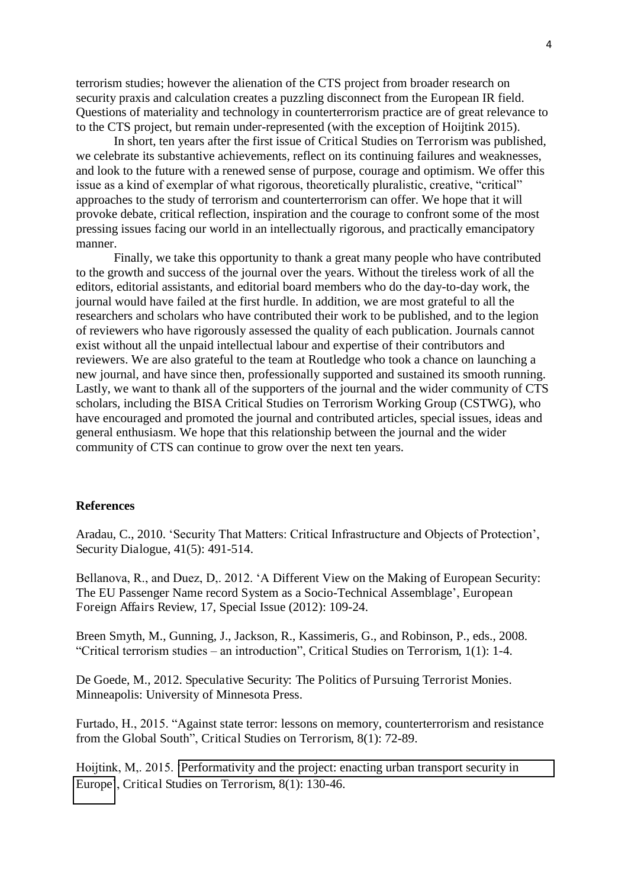terrorism studies; however the alienation of the CTS project from broader research on security praxis and calculation creates a puzzling disconnect from the European IR field. Questions of materiality and technology in counterterrorism practice are of great relevance to to the CTS project, but remain under-represented (with the exception of Hoijtink 2015).

In short, ten years after the first issue of Critical Studies on Terrorism was published, we celebrate its substantive achievements, reflect on its continuing failures and weaknesses, and look to the future with a renewed sense of purpose, courage and optimism. We offer this issue as a kind of exemplar of what rigorous, theoretically pluralistic, creative, "critical" approaches to the study of terrorism and counterterrorism can offer. We hope that it will provoke debate, critical reflection, inspiration and the courage to confront some of the most pressing issues facing our world in an intellectually rigorous, and practically emancipatory manner.

Finally, we take this opportunity to thank a great many people who have contributed to the growth and success of the journal over the years. Without the tireless work of all the editors, editorial assistants, and editorial board members who do the day-to-day work, the journal would have failed at the first hurdle. In addition, we are most grateful to all the researchers and scholars who have contributed their work to be published, and to the legion of reviewers who have rigorously assessed the quality of each publication. Journals cannot exist without all the unpaid intellectual labour and expertise of their contributors and reviewers. We are also grateful to the team at Routledge who took a chance on launching a new journal, and have since then, professionally supported and sustained its smooth running. Lastly, we want to thank all of the supporters of the journal and the wider community of CTS scholars, including the BISA Critical Studies on Terrorism Working Group (CSTWG), who have encouraged and promoted the journal and contributed articles, special issues, ideas and general enthusiasm. We hope that this relationship between the journal and the wider community of CTS can continue to grow over the next ten years.

## References

Aradau, C., 2010. 'Security That Matters: Critical Infrastructure and Objects of Protection', Security Dialogue, 41(5): 491-514.

Bellanova, R., and Duez, D,. 2012. 'A Different View on the Making of European Security: The EU Passenger Name record System as a Socio-Technical Assemblage', European Foreign Affairs Review, 17, Special Issue (2012): 109-24.

Breen Smyth, M., Gunning, J., Jackson, R., Kassimeris, G., and Robinson, P., eds., 2008. "Critical terrorism studies – an introduction", Critical Studies on Terrorism, 1(1): 1-4.

De Goede, M., 2012. Speculative Security: The Politics of Pursuing Terrorist Monies. Minneapolis: University of Minnesota Press.

Furtado, H., 2015. "Against state terror: lessons on memory, counterterrorism and resistance from the Global South", Critical Studies on Terrorism, 8(1): 72-89.

Hoijtink, M,. 2015. 'Performativity and the project: enacting urban transport security in Europe', Critical Studies on Terrorism, 8(1): 130-46.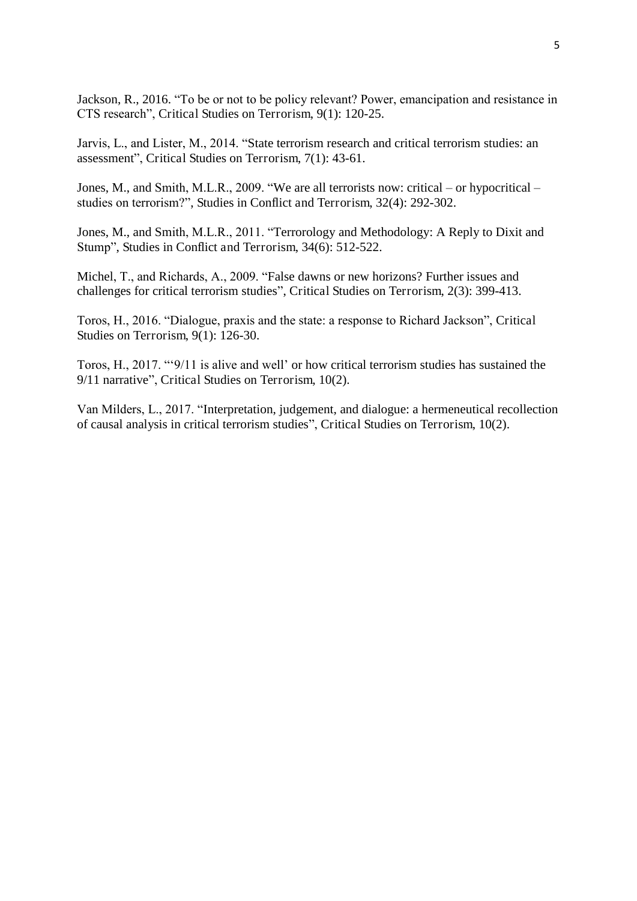Jackson, R., 2016. “To be or not to be policy relevant? Power, emancipation and resistance in CTS research”, Critical Studies on Terrorism, 9(1): 120-25.

Jarvis, L., and Lister, M., 2014. “State terrorism research and critical terrorism studies: an assessment”, Critical Studies on Terrorism, 7(1): 43-61.

Jones, M., and Smith, M.L.R., 2009. “We are all terrorists now: critical – or hypocritical – studies on terrorism?”, Studies in Conflict and Terrorism, 32(4): 292-302.

Jones, M., and Smith, M.L.R., 2011. “Terrorology and Methodology: A Reply to Dixit and Stump”, Studies in Conflict and Terrorism, 34(6): 512-522.

Michel, T., and Richards, A., 2009. “False dawns or new horizons? Further issues and challenges for critical terrorism studies”, Critical Studies on Terrorism, 2(3): 399-413.

Toros, H., 2016. “Dialogue, praxis and the state: a response to Richard Jackson”, Critical Studies on Terrorism, 9(1): 126-30.

Toros, H., 2017. “‘9/11 is alive and well’ or how critical terrorism studies has sustained the 9/11 narrative”, Critical Studies on Terrorism, 10(2).

Van Milders, L., 2017. “Interpretation, judgement, and dialogue: a hermeneutical recollection of causal analysis in critical terrorism studies”, Critical Studies on Terrorism, 10(2).